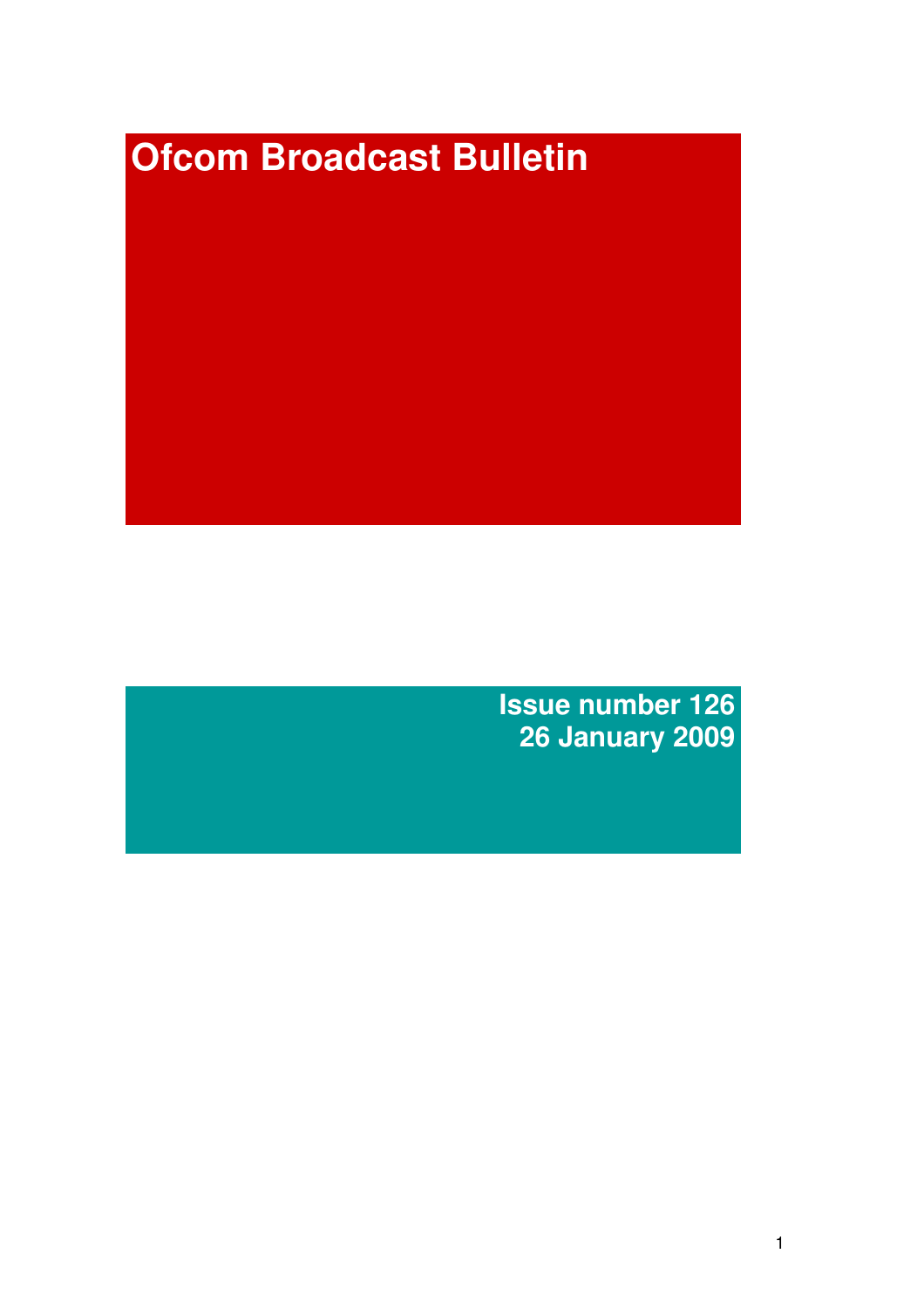# Ofcom Broadcast Bulletin

**Issue number 126**
**26 January 2009**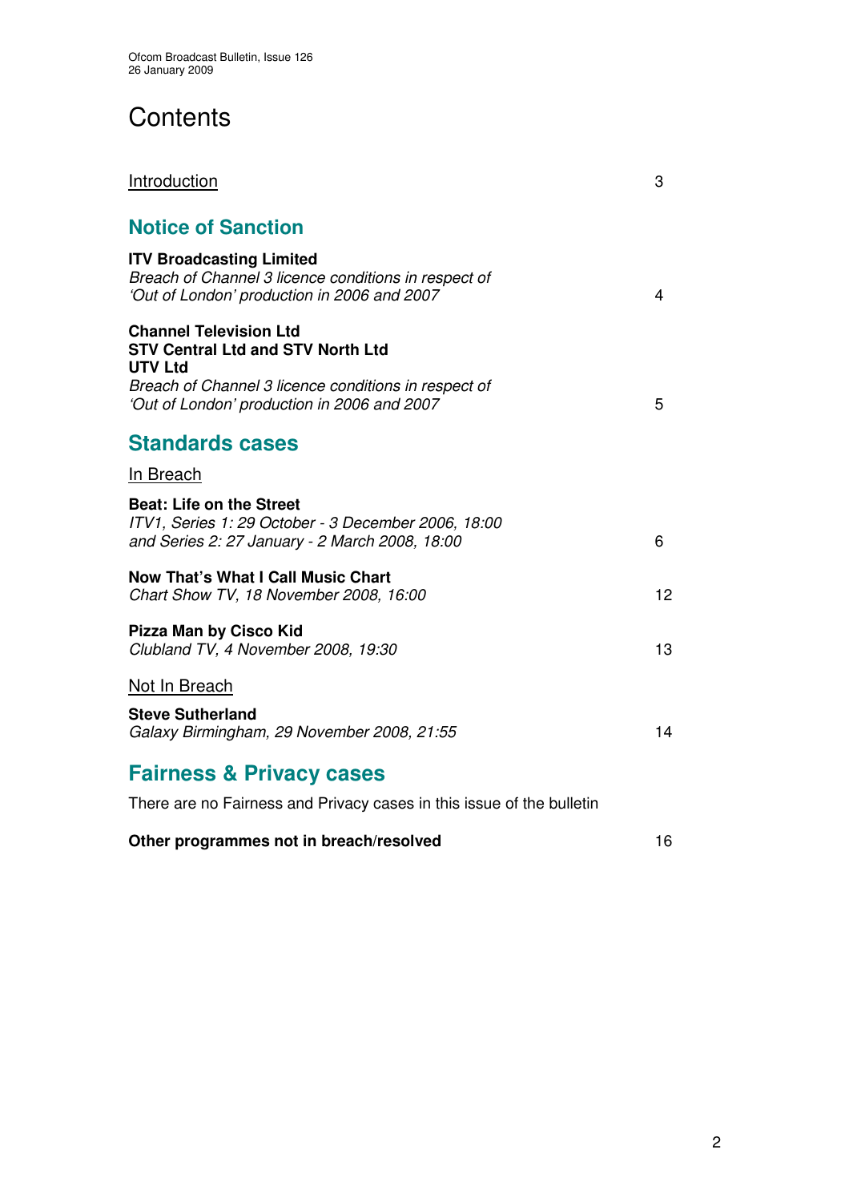# Contents

[Introduction](#) 3

## Notice of Sanction

**ITV Broadcasting Limited**
*Breach of Channel 3 licence conditions in respect of 'Out of London' production in 2006 and 2007* 4

**Channel Television Ltd**
**STV Central Ltd and STV North Ltd**
**UTV Ltd**
*Breach of Channel 3 licence conditions in respect of 'Out of London' production in 2006 and 2007* 5

## Standards cases

In Breach

**Beat: Life on the Street**
*ITV1, Series 1: 29 October - 3 December 2006, 18:00 and Series 2: 27 January - 2 March 2008, 18:00* 6

**Now That's What I Call Music Chart**
*Chart Show TV, 18 November 2008, 16:00* 12

**Pizza Man by Cisco Kid**
*Clubland TV, 4 November 2008, 19:30* 13

Not In Breach

**Steve Sutherland**
*Galaxy Birmingham, 29 November 2008, 21:55* 14

## Fairness & Privacy cases

There are no Fairness and Privacy cases in this issue of the bulletin

**Other programmes not in breach/resolved** 16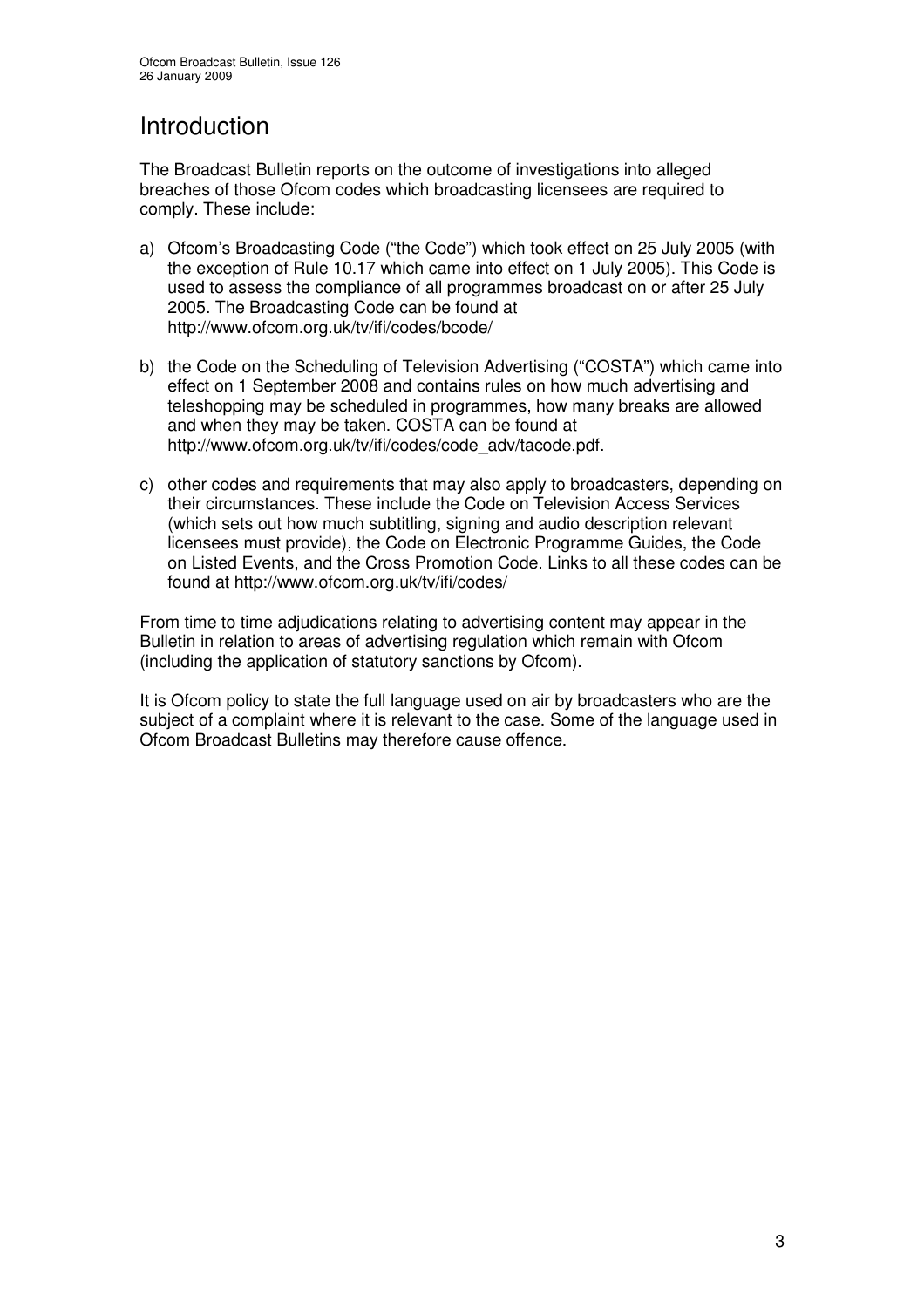# Introduction

The Broadcast Bulletin reports on the outcome of investigations into alleged breaches of those Ofcom codes which broadcasting licensees are required to comply. These include:

a) Ofcom's Broadcasting Code ("the Code") which took effect on 25 July 2005 (with the exception of Rule 10.17 which came into effect on 1 July 2005). This Code is used to assess the compliance of all programmes broadcast on or after 25 July 2005. The Broadcasting Code can be found at http://www.ofcom.org.uk/tv/ifi/codes/bcode/

b) the Code on the Scheduling of Television Advertising ("COSTA") which came into effect on 1 September 2008 and contains rules on how much advertising and teleshopping may be scheduled in programmes, how many breaks are allowed and when they may be taken. COSTA can be found at http://www.ofcom.org.uk/tv/ifi/codes/code_adv/tacode.pdf.

c) other codes and requirements that may also apply to broadcasters, depending on their circumstances. These include the Code on Television Access Services (which sets out how much subtitling, signing and audio description relevant licensees must provide), the Code on Electronic Programme Guides, the Code on Listed Events, and the Cross Promotion Code. Links to all these codes can be found at http://www.ofcom.org.uk/tv/ifi/codes/

From time to time adjudications relating to advertising content may appear in the Bulletin in relation to areas of advertising regulation which remain with Ofcom (including the application of statutory sanctions by Ofcom).

It is Ofcom policy to state the full language used on air by broadcasters who are the subject of a complaint where it is relevant to the case. Some of the language used in Ofcom Broadcast Bulletins may therefore cause offence.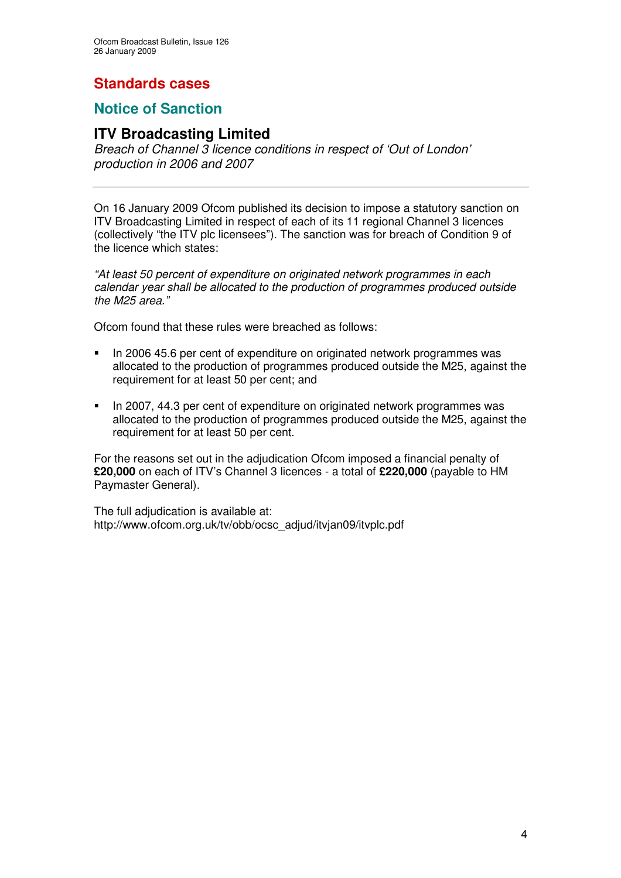## Standards cases

### Notice of Sanction

### ITV Broadcasting Limited

*Breach of Channel 3 licence conditions in respect of 'Out of London' production in 2006 and 2007*

---

On 16 January 2009 Ofcom published its decision to impose a statutory sanction on ITV Broadcasting Limited in respect of each of its 11 regional Channel 3 licences (collectively "the ITV plc licensees"). The sanction was for breach of Condition 9 of the licence which states:

*"At least 50 percent of expenditure on originated network programmes in each calendar year shall be allocated to the production of programmes produced outside the M25 area."*

Ofcom found that these rules were breached as follows:

- In 2006 45.6 per cent of expenditure on originated network programmes was allocated to the production of programmes produced outside the M25, against the requirement for at least 50 per cent; and
- In 2007, 44.3 per cent of expenditure on originated network programmes was allocated to the production of programmes produced outside the M25, against the requirement for at least 50 per cent.

For the reasons set out in the adjudication Ofcom imposed a financial penalty of **£20,000** on each of ITV's Channel 3 licences - a total of **£220,000** (payable to HM Paymaster General).

The full adjudication is available at:
http://www.ofcom.org.uk/tv/obb/ocsc_adjud/itvjan09/itvplc.pdf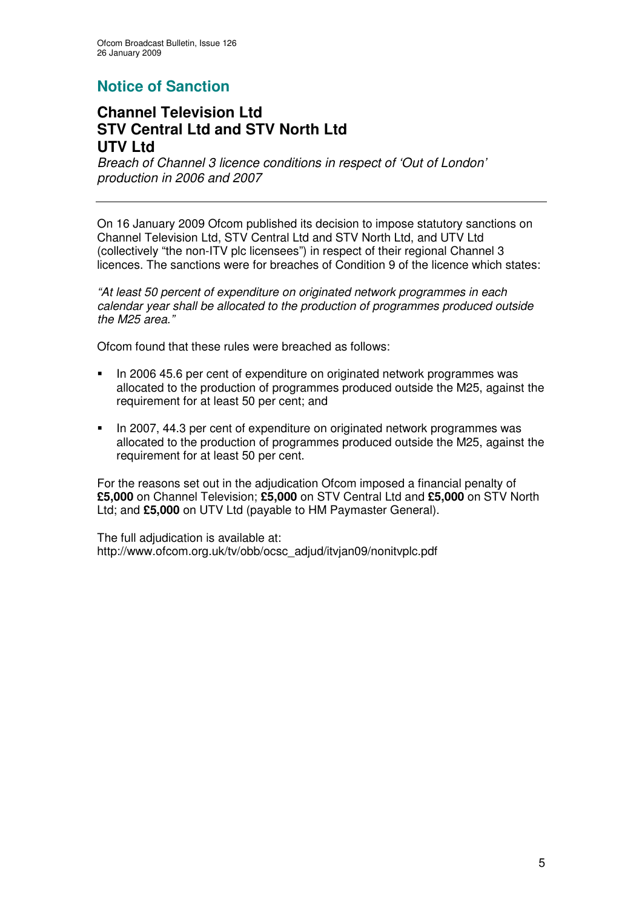## Notice of Sanction

### Channel Television Ltd
### STV Central Ltd and STV North Ltd
### UTV Ltd

*Breach of Channel 3 licence conditions in respect of 'Out of London' production in 2006 and 2007*

---

On 16 January 2009 Ofcom published its decision to impose statutory sanctions on Channel Television Ltd, STV Central Ltd and STV North Ltd, and UTV Ltd (collectively "the non-ITV plc licensees") in respect of their regional Channel 3 licences. The sanctions were for breaches of Condition 9 of the licence which states:

*"At least 50 percent of expenditure on originated network programmes in each calendar year shall be allocated to the production of programmes produced outside the M25 area."*

Ofcom found that these rules were breached as follows:

- In 2006 45.6 per cent of expenditure on originated network programmes was allocated to the production of programmes produced outside the M25, against the requirement for at least 50 per cent; and
- In 2007, 44.3 per cent of expenditure on originated network programmes was allocated to the production of programmes produced outside the M25, against the requirement for at least 50 per cent.

For the reasons set out in the adjudication Ofcom imposed a financial penalty of **£5,000** on Channel Television; **£5,000** on STV Central Ltd and **£5,000** on STV North Ltd; and **£5,000** on UTV Ltd (payable to HM Paymaster General).

The full adjudication is available at:
http://www.ofcom.org.uk/tv/obb/ocsc_adjud/itvjan09/nonitvplc.pdf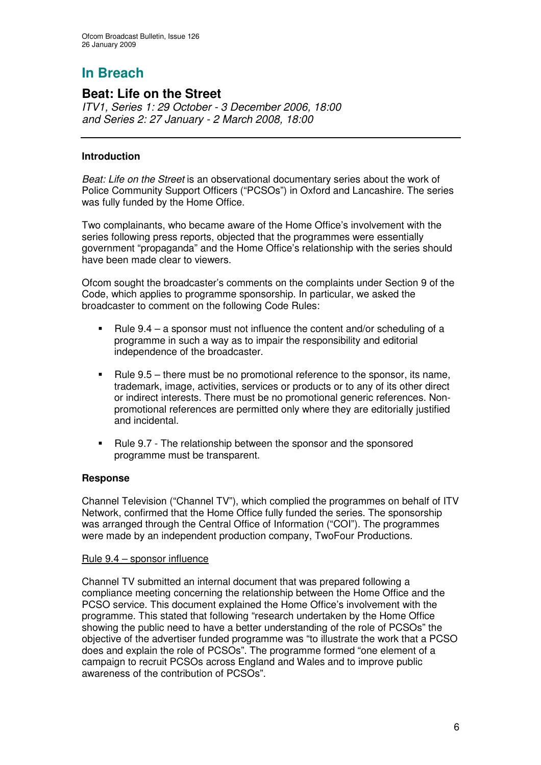# In Breach

## Beat: Life on the Street

*ITV1, Series 1: 29 October - 3 December 2006, 18:00*
*and Series 2: 27 January - 2 March 2008, 18:00*

---

**Introduction**

*Beat: Life on the Street* is an observational documentary series about the work of Police Community Support Officers ("PCSOs") in Oxford and Lancashire. The series was fully funded by the Home Office.

Two complainants, who became aware of the Home Office's involvement with the series following press reports, objected that the programmes were essentially government "propaganda" and the Home Office's relationship with the series should have been made clear to viewers.

Ofcom sought the broadcaster's comments on the complaints under Section 9 of the Code, which applies to programme sponsorship. In particular, we asked the broadcaster to comment on the following Code Rules:

- Rule 9.4 – a sponsor must not influence the content and/or scheduling of a programme in such a way as to impair the responsibility and editorial independence of the broadcaster.
- Rule 9.5 – there must be no promotional reference to the sponsor, its name, trademark, image, activities, services or products or to any of its other direct or indirect interests. There must be no promotional generic references. Non-promotional references are permitted only where they are editorially justified and incidental.
- Rule 9.7 - The relationship between the sponsor and the sponsored programme must be transparent.

**Response**

Channel Television ("Channel TV"), which complied the programmes on behalf of ITV Network, confirmed that the Home Office fully funded the series. The sponsorship was arranged through the Central Office of Information ("COI"). The programmes were made by an independent production company, TwoFour Productions.

Rule 9.4 – sponsor influence

Channel TV submitted an internal document that was prepared following a compliance meeting concerning the relationship between the Home Office and the PCSO service. This document explained the Home Office's involvement with the programme. This stated that following "research undertaken by the Home Office showing the public need to have a better understanding of the role of PCSOs" the objective of the advertiser funded programme was "to illustrate the work that a PCSO does and explain the role of PCSOs". The programme formed "one element of a campaign to recruit PCSOs across England and Wales and to improve public awareness of the contribution of PCSOs".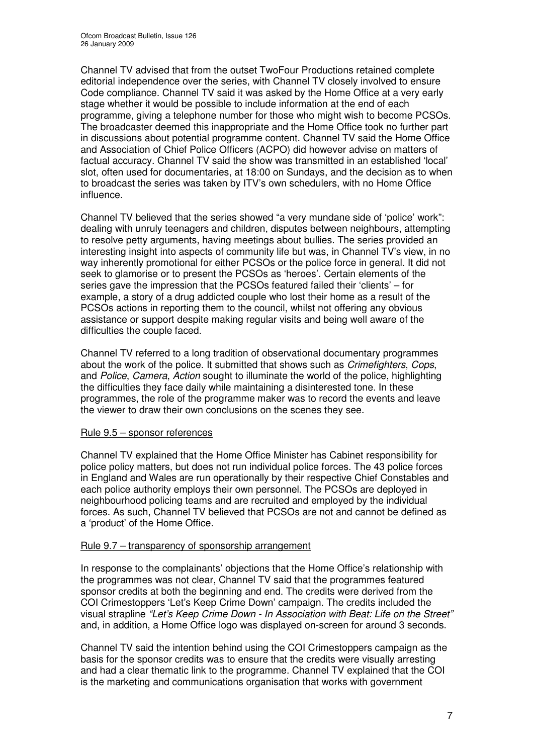Channel TV advised that from the outset TwoFour Productions retained complete editorial independence over the series, with Channel TV closely involved to ensure Code compliance. Channel TV said it was asked by the Home Office at a very early stage whether it would be possible to include information at the end of each programme, giving a telephone number for those who might wish to become PCSOs. The broadcaster deemed this inappropriate and the Home Office took no further part in discussions about potential programme content. Channel TV said the Home Office and Association of Chief Police Officers (ACPO) did however advise on matters of factual accuracy. Channel TV said the show was transmitted in an established 'local' slot, often used for documentaries, at 18:00 on Sundays, and the decision as to when to broadcast the series was taken by ITV's own schedulers, with no Home Office influence.

Channel TV believed that the series showed "a very mundane side of 'police' work": dealing with unruly teenagers and children, disputes between neighbours, attempting to resolve petty arguments, having meetings about bullies. The series provided an interesting insight into aspects of community life but was, in Channel TV's view, in no way inherently promotional for either PCSOs or the police force in general. It did not seek to glamorise or to present the PCSOs as 'heroes'. Certain elements of the series gave the impression that the PCSOs featured failed their 'clients' – for example, a story of a drug addicted couple who lost their home as a result of the PCSOs actions in reporting them to the council, whilst not offering any obvious assistance or support despite making regular visits and being well aware of the difficulties the couple faced.

Channel TV referred to a long tradition of observational documentary programmes about the work of the police. It submitted that shows such as *Crimefighters*, *Cops*, and *Police*, *Camera*, *Action* sought to illuminate the world of the police, highlighting the difficulties they face daily while maintaining a disinterested tone. In these programmes, the role of the programme maker was to record the events and leave the viewer to draw their own conclusions on the scenes they see.

Rule 9.5 – sponsor references

Channel TV explained that the Home Office Minister has Cabinet responsibility for police policy matters, but does not run individual police forces. The 43 police forces in England and Wales are run operationally by their respective Chief Constables and each police authority employs their own personnel. The PCSOs are deployed in neighbourhood policing teams and are recruited and employed by the individual forces. As such, Channel TV believed that PCSOs are not and cannot be defined as a 'product' of the Home Office.

Rule 9.7 – transparency of sponsorship arrangement

In response to the complainants' objections that the Home Office's relationship with the programmes was not clear, Channel TV said that the programmes featured sponsor credits at both the beginning and end. The credits were derived from the COI Crimestoppers 'Let's Keep Crime Down' campaign. The credits included the visual strapline *"Let's Keep Crime Down - In Association with Beat: Life on the Street"* and, in addition, a Home Office logo was displayed on-screen for around 3 seconds.

Channel TV said the intention behind using the COI Crimestoppers campaign as the basis for the sponsor credits was to ensure that the credits were visually arresting and had a clear thematic link to the programme. Channel TV explained that the COI is the marketing and communications organisation that works with government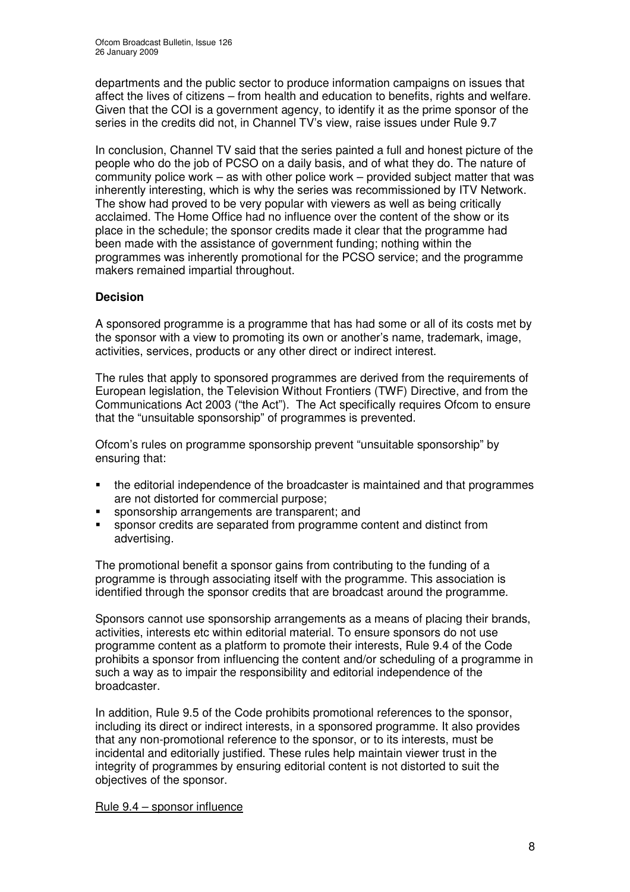departments and the public sector to produce information campaigns on issues that affect the lives of citizens – from health and education to benefits, rights and welfare. Given that the COI is a government agency, to identify it as the prime sponsor of the series in the credits did not, in Channel TV's view, raise issues under Rule 9.7

In conclusion, Channel TV said that the series painted a full and honest picture of the people who do the job of PCSO on a daily basis, and of what they do. The nature of community police work – as with other police work – provided subject matter that was inherently interesting, which is why the series was recommissioned by ITV Network. The show had proved to be very popular with viewers as well as being critically acclaimed. The Home Office had no influence over the content of the show or its place in the schedule; the sponsor credits made it clear that the programme had been made with the assistance of government funding; nothing within the programmes was inherently promotional for the PCSO service; and the programme makers remained impartial throughout.

**Decision**

A sponsored programme is a programme that has had some or all of its costs met by the sponsor with a view to promoting its own or another's name, trademark, image, activities, services, products or any other direct or indirect interest.

The rules that apply to sponsored programmes are derived from the requirements of European legislation, the Television Without Frontiers (TWF) Directive, and from the Communications Act 2003 ("the Act"). The Act specifically requires Ofcom to ensure that the "unsuitable sponsorship" of programmes is prevented.

Ofcom's rules on programme sponsorship prevent "unsuitable sponsorship" by ensuring that:

- the editorial independence of the broadcaster is maintained and that programmes are not distorted for commercial purpose;
- sponsorship arrangements are transparent; and
- sponsor credits are separated from programme content and distinct from advertising.

The promotional benefit a sponsor gains from contributing to the funding of a programme is through associating itself with the programme. This association is identified through the sponsor credits that are broadcast around the programme.

Sponsors cannot use sponsorship arrangements as a means of placing their brands, activities, interests etc within editorial material. To ensure sponsors do not use programme content as a platform to promote their interests, Rule 9.4 of the Code prohibits a sponsor from influencing the content and/or scheduling of a programme in such a way as to impair the responsibility and editorial independence of the broadcaster.

In addition, Rule 9.5 of the Code prohibits promotional references to the sponsor, including its direct or indirect interests, in a sponsored programme. It also provides that any non-promotional reference to the sponsor, or to its interests, must be incidental and editorially justified. These rules help maintain viewer trust in the integrity of programmes by ensuring editorial content is not distorted to suit the objectives of the sponsor.

Rule 9.4 – sponsor influence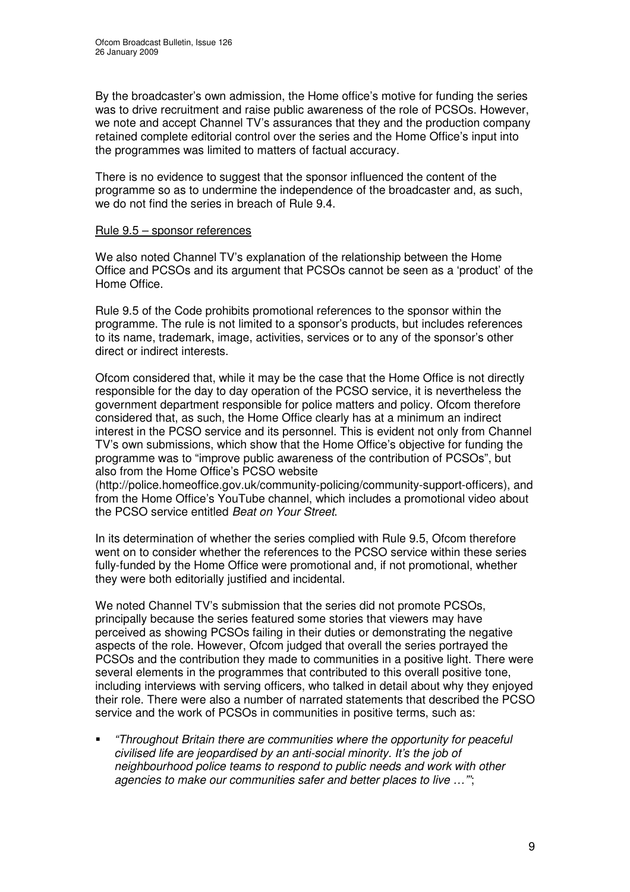By the broadcaster's own admission, the Home office's motive for funding the series was to drive recruitment and raise public awareness of the role of PCSOs. However, we note and accept Channel TV's assurances that they and the production company retained complete editorial control over the series and the Home Office's input into the programmes was limited to matters of factual accuracy.

There is no evidence to suggest that the sponsor influenced the content of the programme so as to undermine the independence of the broadcaster and, as such, we do not find the series in breach of Rule 9.4.

<u>Rule 9.5 – sponsor references</u>

We also noted Channel TV's explanation of the relationship between the Home Office and PCSOs and its argument that PCSOs cannot be seen as a 'product' of the Home Office.

Rule 9.5 of the Code prohibits promotional references to the sponsor within the programme. The rule is not limited to a sponsor's products, but includes references to its name, trademark, image, activities, services or to any of the sponsor's other direct or indirect interests.

Ofcom considered that, while it may be the case that the Home Office is not directly responsible for the day to day operation of the PCSO service, it is nevertheless the government department responsible for police matters and policy. Ofcom therefore considered that, as such, the Home Office clearly has at a minimum an indirect interest in the PCSO service and its personnel. This is evident not only from Channel TV's own submissions, which show that the Home Office's objective for funding the programme was to "improve public awareness of the contribution of PCSOs", but also from the Home Office's PCSO website (http://police.homeoffice.gov.uk/community-policing/community-support-officers), and from the Home Office's YouTube channel, which includes a promotional video about the PCSO service entitled *Beat on Your Street*.

In its determination of whether the series complied with Rule 9.5, Ofcom therefore went on to consider whether the references to the PCSO service within these series fully-funded by the Home Office were promotional and, if not promotional, whether they were both editorially justified and incidental.

We noted Channel TV's submission that the series did not promote PCSOs, principally because the series featured some stories that viewers may have perceived as showing PCSOs failing in their duties or demonstrating the negative aspects of the role. However, Ofcom judged that overall the series portrayed the PCSOs and the contribution they made to communities in a positive light. There were several elements in the programmes that contributed to this overall positive tone, including interviews with serving officers, who talked in detail about why they enjoyed their role. There were also a number of narrated statements that described the PCSO service and the work of PCSOs in communities in positive terms, such as:

- *"Throughout Britain there are communities where the opportunity for peaceful civilised life are jeopardised by an anti-social minority. It's the job of neighbourhood police teams to respond to public needs and work with other agencies to make our communities safer and better places to live …'"*;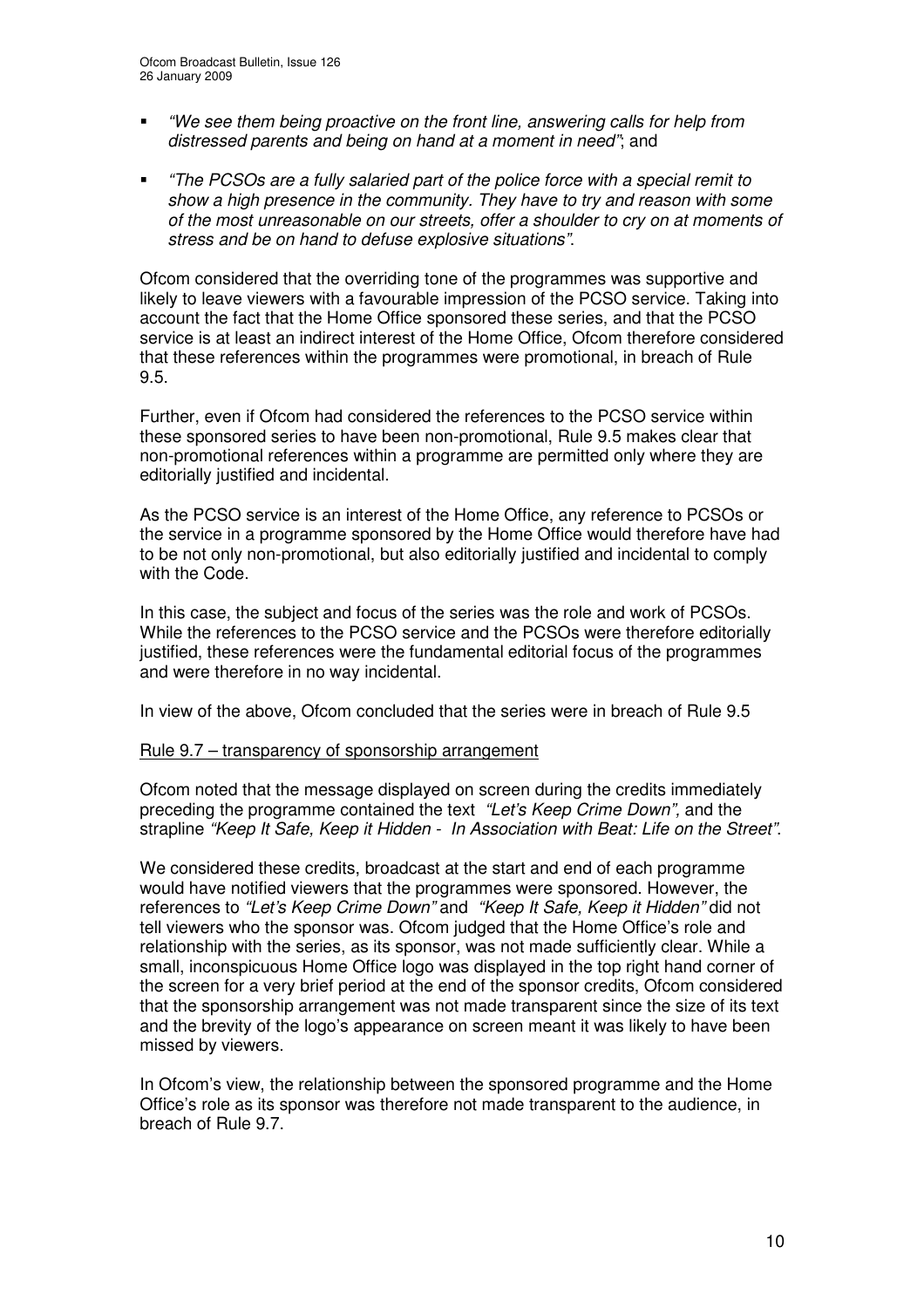- *"We see them being proactive on the front line, answering calls for help from distressed parents and being on hand at a moment in need"*; and
- *"The PCSOs are a fully salaried part of the police force with a special remit to show a high presence in the community. They have to try and reason with some of the most unreasonable on our streets, offer a shoulder to cry on at moments of stress and be on hand to defuse explosive situations"*.

Ofcom considered that the overriding tone of the programmes was supportive and likely to leave viewers with a favourable impression of the PCSO service. Taking into account the fact that the Home Office sponsored these series, and that the PCSO service is at least an indirect interest of the Home Office, Ofcom therefore considered that these references within the programmes were promotional, in breach of Rule 9.5.

Further, even if Ofcom had considered the references to the PCSO service within these sponsored series to have been non-promotional, Rule 9.5 makes clear that non-promotional references within a programme are permitted only where they are editorially justified and incidental.

As the PCSO service is an interest of the Home Office, any reference to PCSOs or the service in a programme sponsored by the Home Office would therefore have had to be not only non-promotional, but also editorially justified and incidental to comply with the Code.

In this case, the subject and focus of the series was the role and work of PCSOs. While the references to the PCSO service and the PCSOs were therefore editorially justified, these references were the fundamental editorial focus of the programmes and were therefore in no way incidental.

In view of the above, Ofcom concluded that the series were in breach of Rule 9.5

Rule 9.7 – transparency of sponsorship arrangement

Ofcom noted that the message displayed on screen during the credits immediately preceding the programme contained the text *"Let's Keep Crime Down",* and the strapline *"Keep It Safe, Keep it Hidden - In Association with Beat: Life on the Street"*.

We considered these credits, broadcast at the start and end of each programme would have notified viewers that the programmes were sponsored. However, the references to *"Let's Keep Crime Down"* and *"Keep It Safe, Keep it Hidden"* did not tell viewers who the sponsor was. Ofcom judged that the Home Office's role and relationship with the series, as its sponsor, was not made sufficiently clear. While a small, inconspicuous Home Office logo was displayed in the top right hand corner of the screen for a very brief period at the end of the sponsor credits, Ofcom considered that the sponsorship arrangement was not made transparent since the size of its text and the brevity of the logo's appearance on screen meant it was likely to have been missed by viewers.

In Ofcom's view, the relationship between the sponsored programme and the Home Office's role as its sponsor was therefore not made transparent to the audience, in breach of Rule 9.7.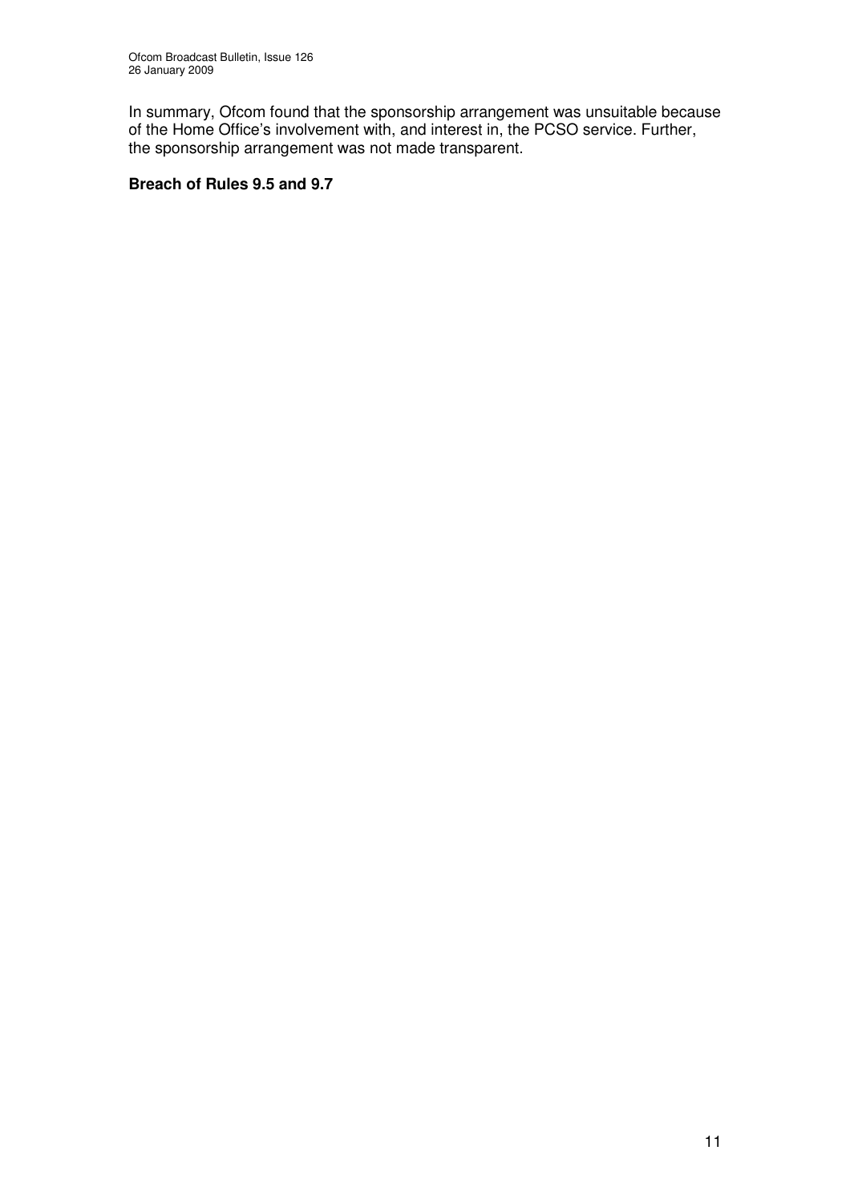In summary, Ofcom found that the sponsorship arrangement was unsuitable because of the Home Office's involvement with, and interest in, the PCSO service. Further, the sponsorship arrangement was not made transparent.

**Breach of Rules 9.5 and 9.7**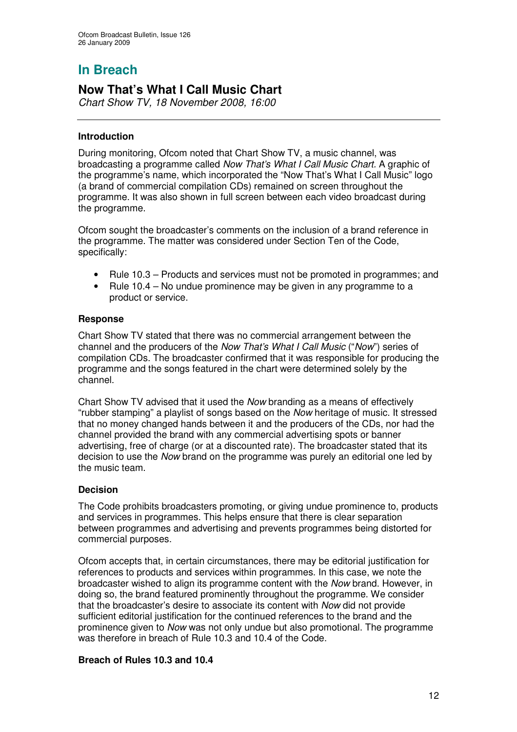# In Breach

## Now That's What I Call Music Chart

*Chart Show TV, 18 November 2008, 16:00*

### Introduction

During monitoring, Ofcom noted that Chart Show TV, a music channel, was broadcasting a programme called *Now That's What I Call Music Chart.* A graphic of the programme's name, which incorporated the "Now That's What I Call Music" logo (a brand of commercial compilation CDs) remained on screen throughout the programme. It was also shown in full screen between each video broadcast during the programme.

Ofcom sought the broadcaster's comments on the inclusion of a brand reference in the programme. The matter was considered under Section Ten of the Code, specifically:

- Rule 10.3 – Products and services must not be promoted in programmes; and
- Rule 10.4 – No undue prominence may be given in any programme to a product or service.

### Response

Chart Show TV stated that there was no commercial arrangement between the channel and the producers of the *Now That's What I Call Music* ("*Now*") series of compilation CDs. The broadcaster confirmed that it was responsible for producing the programme and the songs featured in the chart were determined solely by the channel.

Chart Show TV advised that it used the *Now* branding as a means of effectively "rubber stamping" a playlist of songs based on the *Now* heritage of music. It stressed that no money changed hands between it and the producers of the CDs, nor had the channel provided the brand with any commercial advertising spots or banner advertising, free of charge (or at a discounted rate). The broadcaster stated that its decision to use the *Now* brand on the programme was purely an editorial one led by the music team.

### Decision

The Code prohibits broadcasters promoting, or giving undue prominence to, products and services in programmes. This helps ensure that there is clear separation between programmes and advertising and prevents programmes being distorted for commercial purposes.

Ofcom accepts that, in certain circumstances, there may be editorial justification for references to products and services within programmes. In this case, we note the broadcaster wished to align its programme content with the *Now* brand. However, in doing so, the brand featured prominently throughout the programme. We consider that the broadcaster's desire to associate its content with *Now* did not provide sufficient editorial justification for the continued references to the brand and the prominence given to *Now* was not only undue but also promotional. The programme was therefore in breach of Rule 10.3 and 10.4 of the Code.

**Breach of Rules 10.3 and 10.4**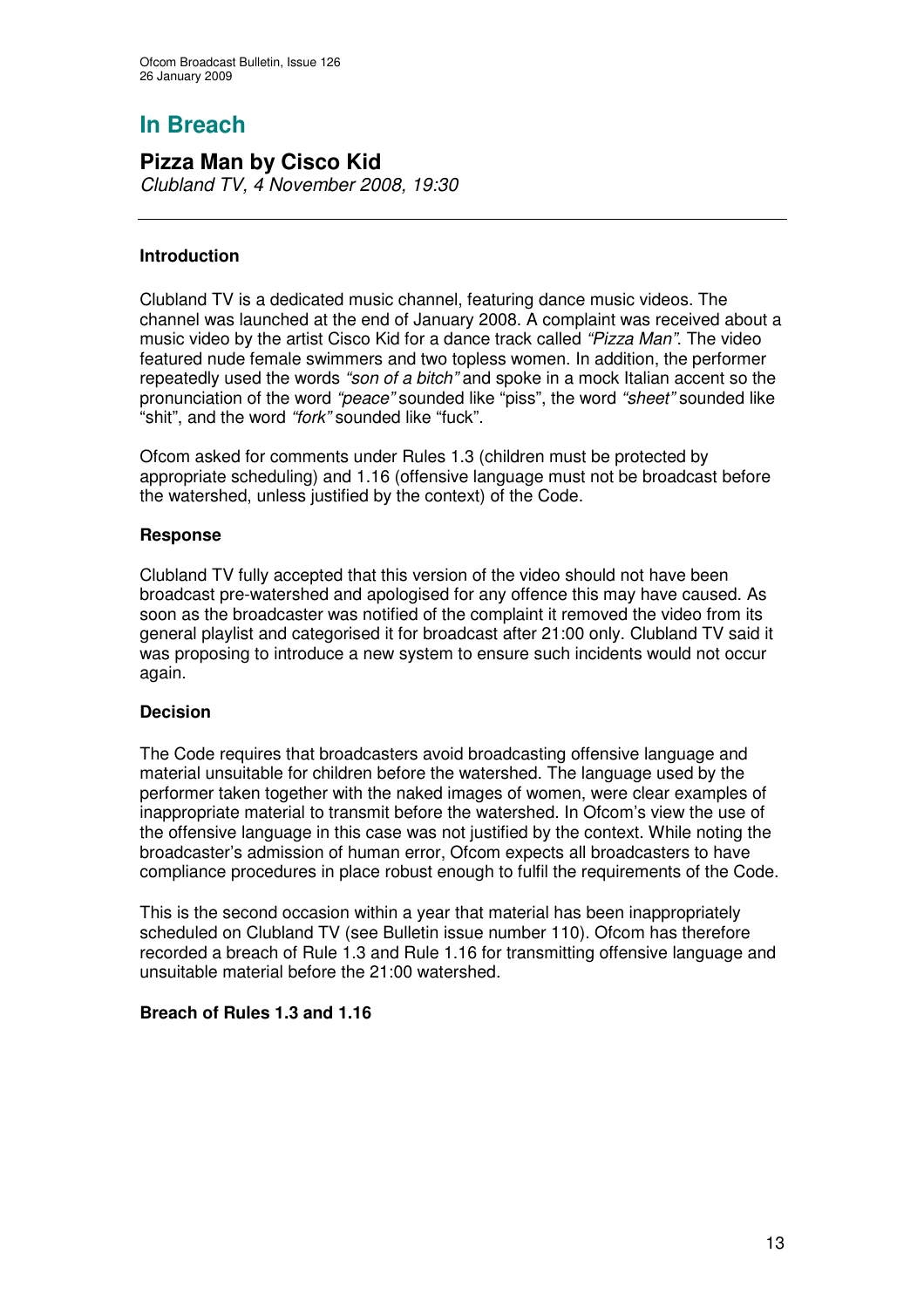# In Breach

## Pizza Man by Cisco Kid

*Clubland TV, 4 November 2008, 19:30*

### Introduction

Clubland TV is a dedicated music channel, featuring dance music videos. The channel was launched at the end of January 2008. A complaint was received about a music video by the artist Cisco Kid for a dance track called *"Pizza Man"*. The video featured nude female swimmers and two topless women. In addition, the performer repeatedly used the words *"son of a bitch"* and spoke in a mock Italian accent so the pronunciation of the word *"peace"* sounded like "piss", the word *"sheet"* sounded like "shit", and the word *"fork"* sounded like "fuck".

Ofcom asked for comments under Rules 1.3 (children must be protected by appropriate scheduling) and 1.16 (offensive language must not be broadcast before the watershed, unless justified by the context) of the Code.

### Response

Clubland TV fully accepted that this version of the video should not have been broadcast pre-watershed and apologised for any offence this may have caused. As soon as the broadcaster was notified of the complaint it removed the video from its general playlist and categorised it for broadcast after 21:00 only. Clubland TV said it was proposing to introduce a new system to ensure such incidents would not occur again.

### Decision

The Code requires that broadcasters avoid broadcasting offensive language and material unsuitable for children before the watershed. The language used by the performer taken together with the naked images of women, were clear examples of inappropriate material to transmit before the watershed. In Ofcom's view the use of the offensive language in this case was not justified by the context. While noting the broadcaster's admission of human error, Ofcom expects all broadcasters to have compliance procedures in place robust enough to fulfil the requirements of the Code.

This is the second occasion within a year that material has been inappropriately scheduled on Clubland TV (see Bulletin issue number 110). Ofcom has therefore recorded a breach of Rule 1.3 and Rule 1.16 for transmitting offensive language and unsuitable material before the 21:00 watershed.

**Breach of Rules 1.3 and 1.16**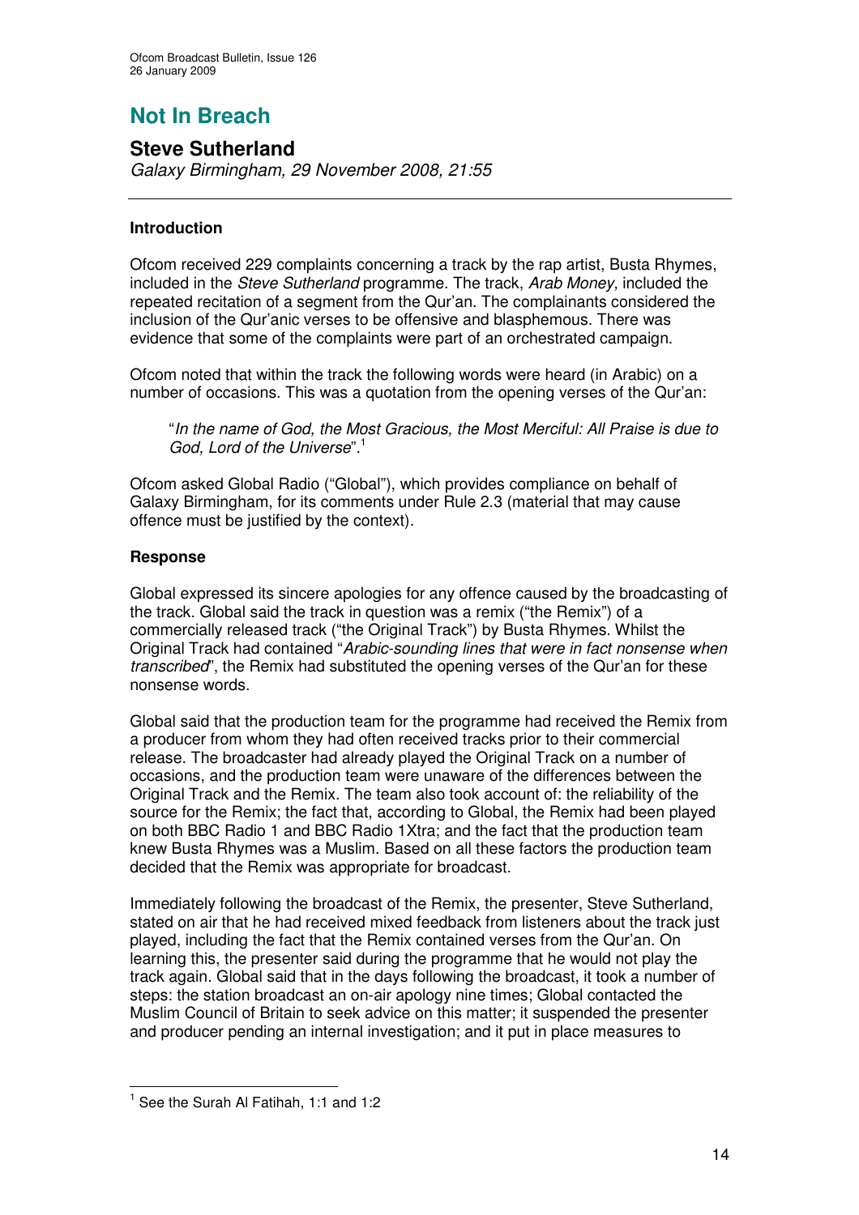# Not In Breach

## Steve Sutherland

*Galaxy Birmingham, 29 November 2008, 21:55*

---

### Introduction

Ofcom received 229 complaints concerning a track by the rap artist, Busta Rhymes, included in the *Steve Sutherland* programme. The track, *Arab Money,* included the repeated recitation of a segment from the Qur'an. The complainants considered the inclusion of the Qur'anic verses to be offensive and blasphemous. There was evidence that some of the complaints were part of an orchestrated campaign.

Ofcom noted that within the track the following words were heard (in Arabic) on a number of occasions. This was a quotation from the opening verses of the Qur'an:

> "*In the name of God, the Most Gracious, the Most Merciful: All Praise is due to God, Lord of the Universe*".[1]

Ofcom asked Global Radio ("Global"), which provides compliance on behalf of Galaxy Birmingham, for its comments under Rule 2.3 (material that may cause offence must be justified by the context).

### Response

Global expressed its sincere apologies for any offence caused by the broadcasting of the track. Global said the track in question was a remix ("the Remix") of a commercially released track ("the Original Track") by Busta Rhymes. Whilst the Original Track had contained "*Arabic-sounding lines that were in fact nonsense when transcribed*", the Remix had substituted the opening verses of the Qur'an for these nonsense words.

Global said that the production team for the programme had received the Remix from a producer from whom they had often received tracks prior to their commercial release. The broadcaster had already played the Original Track on a number of occasions, and the production team were unaware of the differences between the Original Track and the Remix. The team also took account of: the reliability of the source for the Remix; the fact that, according to Global, the Remix had been played on both BBC Radio 1 and BBC Radio 1Xtra; and the fact that the production team knew Busta Rhymes was a Muslim. Based on all these factors the production team decided that the Remix was appropriate for broadcast.

Immediately following the broadcast of the Remix, the presenter, Steve Sutherland, stated on air that he had received mixed feedback from listeners about the track just played, including the fact that the Remix contained verses from the Qur'an. On learning this, the presenter said during the programme that he would not play the track again. Global said that in the days following the broadcast, it took a number of steps: the station broadcast an on-air apology nine times; Global contacted the Muslim Council of Britain to seek advice on this matter; it suspended the presenter and producer pending an internal investigation; and it put in place measures to

---

[1] See the Surah Al Fatihah, 1:1 and 1:2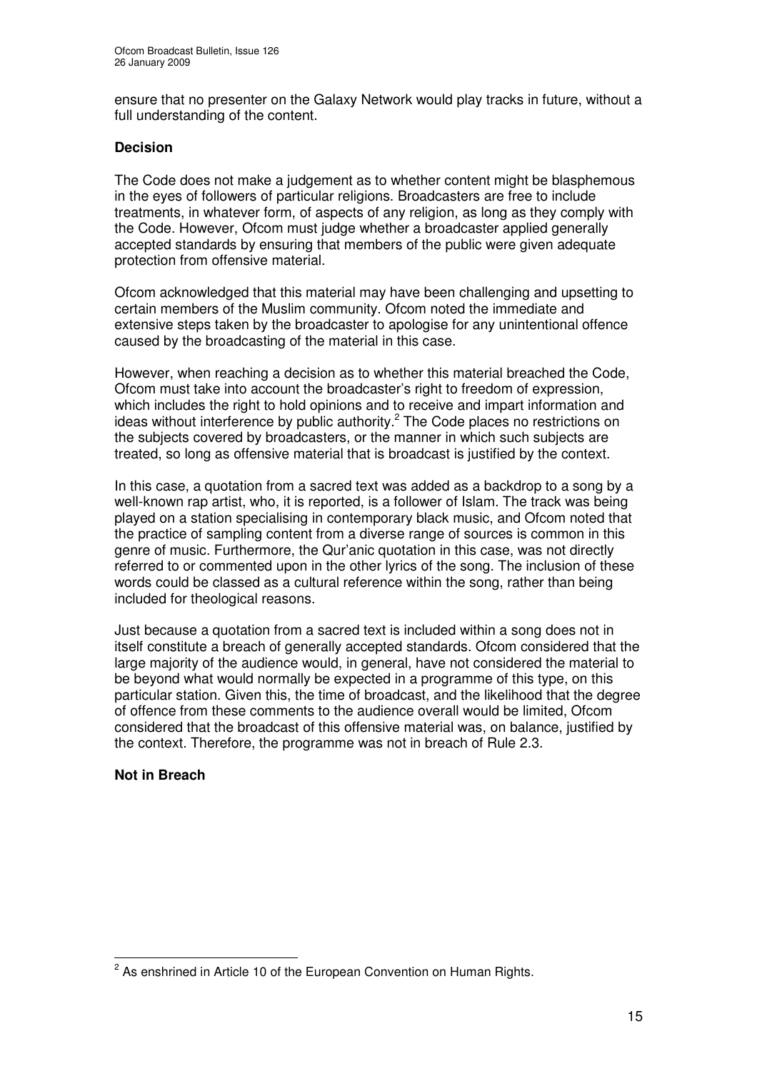ensure that no presenter on the Galaxy Network would play tracks in future, without a full understanding of the content.

**Decision**

The Code does not make a judgement as to whether content might be blasphemous in the eyes of followers of particular religions. Broadcasters are free to include treatments, in whatever form, of aspects of any religion, as long as they comply with the Code. However, Ofcom must judge whether a broadcaster applied generally accepted standards by ensuring that members of the public were given adequate protection from offensive material.

Ofcom acknowledged that this material may have been challenging and upsetting to certain members of the Muslim community. Ofcom noted the immediate and extensive steps taken by the broadcaster to apologise for any unintentional offence caused by the broadcasting of the material in this case.

However, when reaching a decision as to whether this material breached the Code, Ofcom must take into account the broadcaster's right to freedom of expression, which includes the right to hold opinions and to receive and impart information and ideas without interference by public authority.[2] The Code places no restrictions on the subjects covered by broadcasters, or the manner in which such subjects are treated, so long as offensive material that is broadcast is justified by the context.

In this case, a quotation from a sacred text was added as a backdrop to a song by a well-known rap artist, who, it is reported, is a follower of Islam. The track was being played on a station specialising in contemporary black music, and Ofcom noted that the practice of sampling content from a diverse range of sources is common in this genre of music. Furthermore, the Qur'anic quotation in this case, was not directly referred to or commented upon in the other lyrics of the song. The inclusion of these words could be classed as a cultural reference within the song, rather than being included for theological reasons.

Just because a quotation from a sacred text is included within a song does not in itself constitute a breach of generally accepted standards. Ofcom considered that the large majority of the audience would, in general, have not considered the material to be beyond what would normally be expected in a programme of this type, on this particular station. Given this, the time of broadcast, and the likelihood that the degree of offence from these comments to the audience overall would be limited, Ofcom considered that the broadcast of this offensive material was, on balance, justified by the context. Therefore, the programme was not in breach of Rule 2.3.

**Not in Breach**

[2] As enshrined in Article 10 of the European Convention on Human Rights.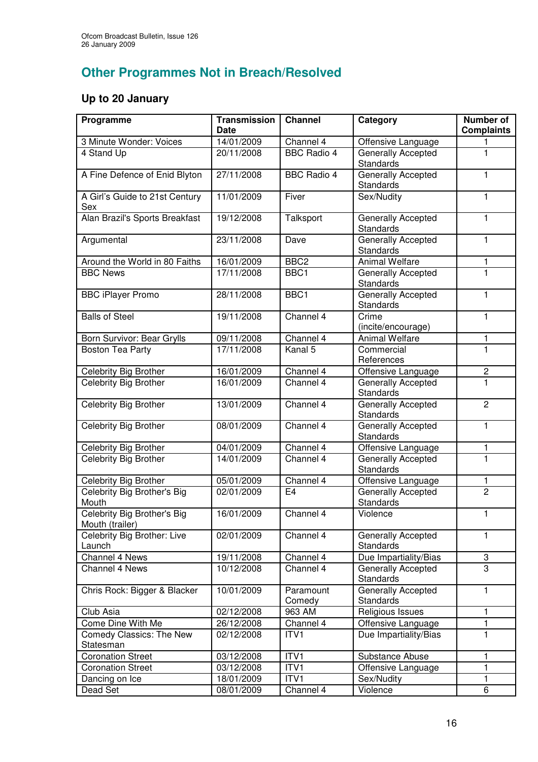## Other Programmes Not in Breach/Resolved

### Up to 20 January

| Programme | Transmission Date | Channel | Category | Number of Complaints |
|---|---|---|---|---|
| 3 Minute Wonder: Voices | 14/01/2009 | Channel 4 | Offensive Language | 1 |
| 4 Stand Up | 20/11/2008 | BBC Radio 4 | Generally Accepted Standards | 1 |
| A Fine Defence of Enid Blyton | 27/11/2008 | BBC Radio 4 | Generally Accepted Standards | 1 |
| A Girl's Guide to 21st Century Sex | 11/01/2009 | Fiver | Sex/Nudity | 1 |
| Alan Brazil's Sports Breakfast | 19/12/2008 | Talksport | Generally Accepted Standards | 1 |
| Argumental | 23/11/2008 | Dave | Generally Accepted Standards | 1 |
| Around the World in 80 Faiths | 16/01/2009 | BBC2 | Animal Welfare | 1 |
| BBC News | 17/11/2008 | BBC1 | Generally Accepted Standards | 1 |
| BBC iPlayer Promo | 28/11/2008 | BBC1 | Generally Accepted Standards | 1 |
| Balls of Steel | 19/11/2008 | Channel 4 | Crime (incite/encourage) | 1 |
| Born Survivor: Bear Grylls | 09/11/2008 | Channel 4 | Animal Welfare | 1 |
| Boston Tea Party | 17/11/2008 | Kanal 5 | Commercial References | 1 |
| Celebrity Big Brother | 16/01/2009 | Channel 4 | Offensive Language | 2 |
| Celebrity Big Brother | 16/01/2009 | Channel 4 | Generally Accepted Standards | 1 |
| Celebrity Big Brother | 13/01/2009 | Channel 4 | Generally Accepted Standards | 2 |
| Celebrity Big Brother | 08/01/2009 | Channel 4 | Generally Accepted Standards | 1 |
| Celebrity Big Brother | 04/01/2009 | Channel 4 | Offensive Language | 1 |
| Celebrity Big Brother | 14/01/2009 | Channel 4 | Generally Accepted Standards | 1 |
| Celebrity Big Brother | 05/01/2009 | Channel 4 | Offensive Language | 1 |
| Celebrity Big Brother's Big Mouth | 02/01/2009 | E4 | Generally Accepted Standards | 2 |
| Celebrity Big Brother's Big Mouth (trailer) | 16/01/2009 | Channel 4 | Violence | 1 |
| Celebrity Big Brother: Live Launch | 02/01/2009 | Channel 4 | Generally Accepted Standards | 1 |
| Channel 4 News | 19/11/2008 | Channel 4 | Due Impartiality/Bias | 3 |
| Channel 4 News | 10/12/2008 | Channel 4 | Generally Accepted Standards | 3 |
| Chris Rock: Bigger & Blacker | 10/01/2009 | Paramount Comedy | Generally Accepted Standards | 1 |
| Club Asia | 02/12/2008 | 963 AM | Religious Issues | 1 |
| Come Dine With Me | 26/12/2008 | Channel 4 | Offensive Language | 1 |
| Comedy Classics: The New Statesman | 02/12/2008 | ITV1 | Due Impartiality/Bias | 1 |
| Coronation Street | 03/12/2008 | ITV1 | Substance Abuse | 1 |
| Coronation Street | 03/12/2008 | ITV1 | Offensive Language | 1 |
| Dancing on Ice | 18/01/2009 | ITV1 | Sex/Nudity | 1 |
| Dead Set | 08/01/2009 | Channel 4 | Violence | 6 |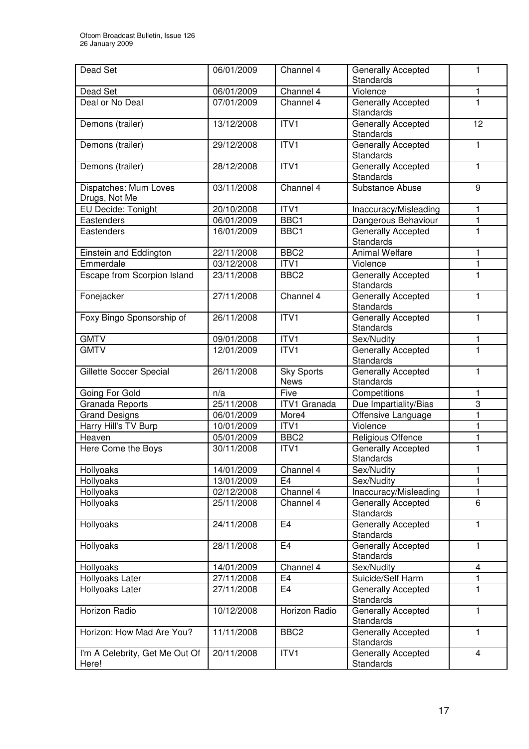| Dead Set | 06/01/2009 | Channel 4 | Generally Accepted Standards | 1 |
|---|---|---|---|---|
| Dead Set | 06/01/2009 | Channel 4 | Violence | 1 |
| Deal or No Deal | 07/01/2009 | Channel 4 | Generally Accepted Standards | 1 |
| Demons (trailer) | 13/12/2008 | ITV1 | Generally Accepted Standards | 12 |
| Demons (trailer) | 29/12/2008 | ITV1 | Generally Accepted Standards | 1 |
| Demons (trailer) | 28/12/2008 | ITV1 | Generally Accepted Standards | 1 |
| Dispatches: Mum Loves Drugs, Not Me | 03/11/2008 | Channel 4 | Substance Abuse | 9 |
| EU Decide: Tonight | 20/10/2008 | ITV1 | Inaccuracy/Misleading | 1 |
| Eastenders | 06/01/2009 | BBC1 | Dangerous Behaviour | 1 |
| Eastenders | 16/01/2009 | BBC1 | Generally Accepted Standards | 1 |
| Einstein and Eddington | 22/11/2008 | BBC2 | Animal Welfare | 1 |
| Emmerdale | 03/12/2008 | ITV1 | Violence | 1 |
| Escape from Scorpion Island | 23/11/2008 | BBC2 | Generally Accepted Standards | 1 |
| Fonejacker | 27/11/2008 | Channel 4 | Generally Accepted Standards | 1 |
| Foxy Bingo Sponsorship of | 26/11/2008 | ITV1 | Generally Accepted Standards | 1 |
| GMTV | 09/01/2008 | ITV1 | Sex/Nudity | 1 |
| GMTV | 12/01/2009 | ITV1 | Generally Accepted Standards | 1 |
| Gillette Soccer Special | 26/11/2008 | Sky Sports News | Generally Accepted Standards | 1 |
| Going For Gold | n/a | Five | Competitions | 1 |
| Granada Reports | 25/11/2008 | ITV1 Granada | Due Impartiality/Bias | 3 |
| Grand Designs | 06/01/2009 | More4 | Offensive Language | 1 |
| Harry Hill's TV Burp | 10/01/2009 | ITV1 | Violence | 1 |
| Heaven | 05/01/2009 | BBC2 | Religious Offence | 1 |
| Here Come the Boys | 30/11/2008 | ITV1 | Generally Accepted Standards | 1 |
| Hollyoaks | 14/01/2009 | Channel 4 | Sex/Nudity | 1 |
| Hollyoaks | 13/01/2009 | E4 | Sex/Nudity | 1 |
| Hollyoaks | 02/12/2008 | Channel 4 | Inaccuracy/Misleading | 1 |
| Hollyoaks | 25/11/2008 | Channel 4 | Generally Accepted Standards | 6 |
| Hollyoaks | 24/11/2008 | E4 | Generally Accepted Standards | 1 |
| Hollyoaks | 28/11/2008 | E4 | Generally Accepted Standards | 1 |
| Hollyoaks | 14/01/2009 | Channel 4 | Sex/Nudity | 4 |
| Hollyoaks Later | 27/11/2008 | E4 | Suicide/Self Harm | 1 |
| Hollyoaks Later | 27/11/2008 | E4 | Generally Accepted Standards | 1 |
| Horizon Radio | 10/12/2008 | Horizon Radio | Generally Accepted Standards | 1 |
| Horizon: How Mad Are You? | 11/11/2008 | BBC2 | Generally Accepted Standards | 1 |
| I'm A Celebrity, Get Me Out Of Here! | 20/11/2008 | ITV1 | Generally Accepted Standards | 4 |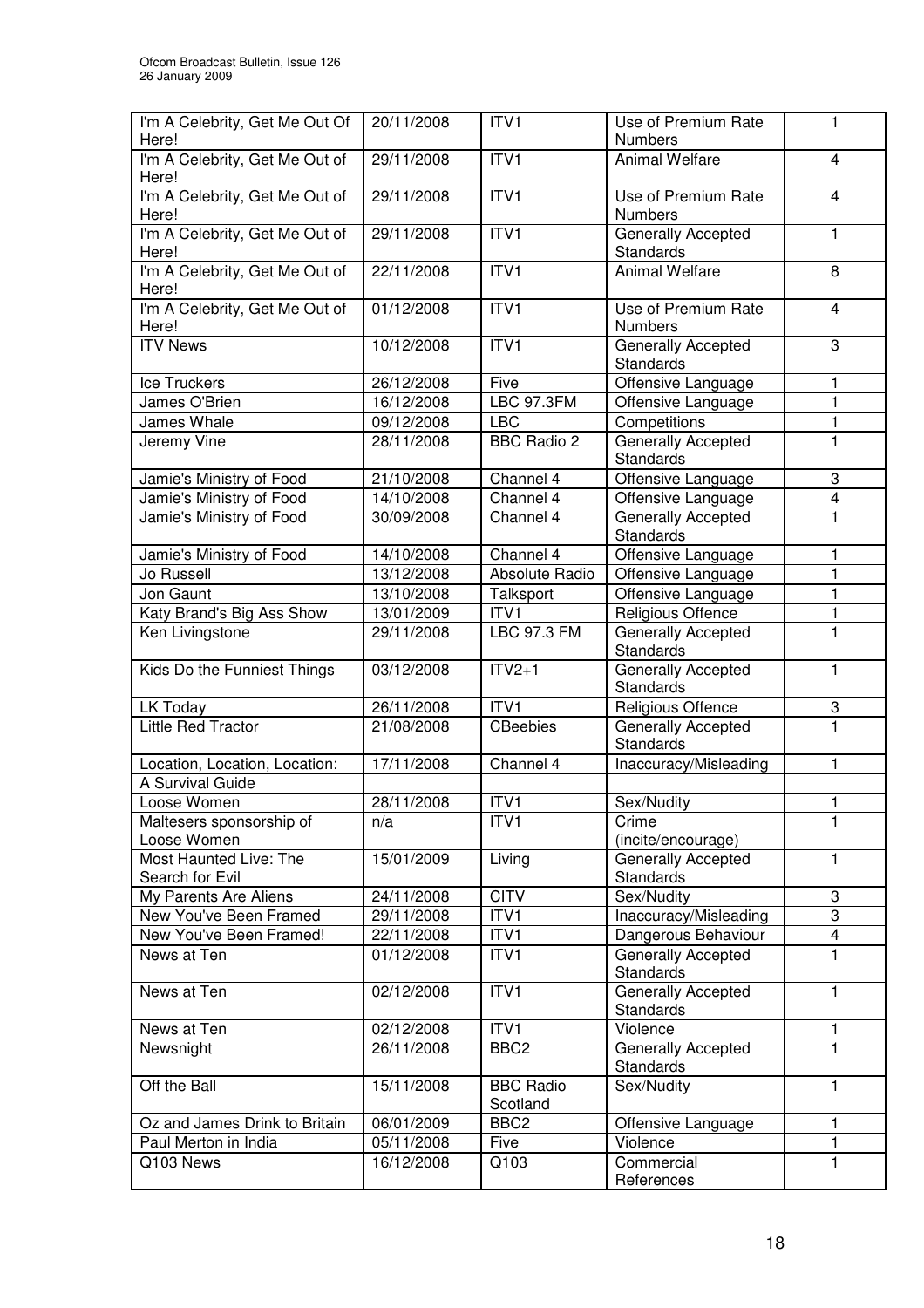| | | | | |
|---|---|---|---|---|
| I'm A Celebrity, Get Me Out Of Here! | 20/11/2008 | ITV1 | Use of Premium Rate Numbers | 1 |
| I'm A Celebrity, Get Me Out of Here! | 29/11/2008 | ITV1 | Animal Welfare | 4 |
| I'm A Celebrity, Get Me Out of Here! | 29/11/2008 | ITV1 | Use of Premium Rate Numbers | 4 |
| I'm A Celebrity, Get Me Out of Here! | 29/11/2008 | ITV1 | Generally Accepted Standards | 1 |
| I'm A Celebrity, Get Me Out of Here! | 22/11/2008 | ITV1 | Animal Welfare | 8 |
| I'm A Celebrity, Get Me Out of Here! | 01/12/2008 | ITV1 | Use of Premium Rate Numbers | 4 |
| ITV News | 10/12/2008 | ITV1 | Generally Accepted Standards | 3 |
| Ice Truckers | 26/12/2008 | Five | Offensive Language | 1 |
| James O'Brien | 16/12/2008 | LBC 97.3FM | Offensive Language | 1 |
| James Whale | 09/12/2008 | LBC | Competitions | 1 |
| Jeremy Vine | 28/11/2008 | BBC Radio 2 | Generally Accepted Standards | 1 |
| Jamie's Ministry of Food | 21/10/2008 | Channel 4 | Offensive Language | 3 |
| Jamie's Ministry of Food | 14/10/2008 | Channel 4 | Offensive Language | 4 |
| Jamie's Ministry of Food | 30/09/2008 | Channel 4 | Generally Accepted Standards | 1 |
| Jamie's Ministry of Food | 14/10/2008 | Channel 4 | Offensive Language | 1 |
| Jo Russell | 13/12/2008 | Absolute Radio | Offensive Language | 1 |
| Jon Gaunt | 13/10/2008 | Talksport | Offensive Language | 1 |
| Katy Brand's Big Ass Show | 13/01/2009 | ITV1 | Religious Offence | 1 |
| Ken Livingstone | 29/11/2008 | LBC 97.3 FM | Generally Accepted Standards | 1 |
| Kids Do the Funniest Things | 03/12/2008 | ITV2+1 | Generally Accepted Standards | 1 |
| LK Today | 26/11/2008 | ITV1 | Religious Offence | 3 |
| Little Red Tractor | 21/08/2008 | CBeebies | Generally Accepted Standards | 1 |
| Location, Location, Location: A Survival Guide | 17/11/2008 | Channel 4 | Inaccuracy/Misleading | 1 |
| Loose Women | 28/11/2008 | ITV1 | Sex/Nudity | 1 |
| Maltesers sponsorship of Loose Women | n/a | ITV1 | Crime (incite/encourage) | 1 |
| Most Haunted Live: The Search for Evil | 15/01/2009 | Living | Generally Accepted Standards | 1 |
| My Parents Are Aliens | 24/11/2008 | CITV | Sex/Nudity | 3 |
| New You've Been Framed | 29/11/2008 | ITV1 | Inaccuracy/Misleading | 3 |
| New You've Been Framed! | 22/11/2008 | ITV1 | Dangerous Behaviour | 4 |
| News at Ten | 01/12/2008 | ITV1 | Generally Accepted Standards | 1 |
| News at Ten | 02/12/2008 | ITV1 | Generally Accepted Standards | 1 |
| News at Ten | 02/12/2008 | ITV1 | Violence | 1 |
| Newsnight | 26/11/2008 | BBC2 | Generally Accepted Standards | 1 |
| Off the Ball | 15/11/2008 | BBC Radio Scotland | Sex/Nudity | 1 |
| Oz and James Drink to Britain | 06/01/2009 | BBC2 | Offensive Language | 1 |
| Paul Merton in India | 05/11/2008 | Five | Violence | 1 |
| Q103 News | 16/12/2008 | Q103 | Commercial References | 1 |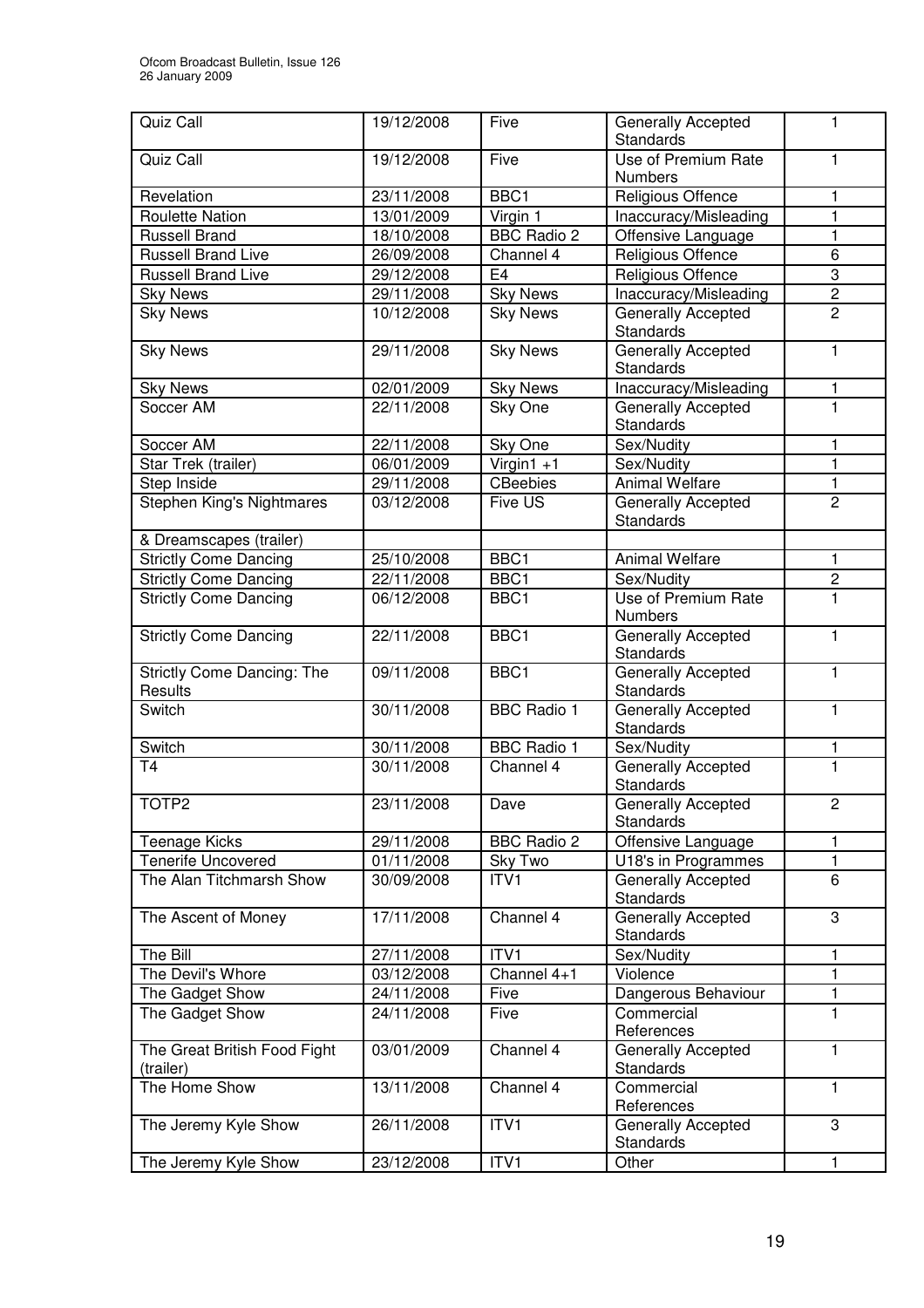| Quiz Call | 19/12/2008 | Five | Generally Accepted Standards | 1 |
|---|---|---|---|---|
| Quiz Call | 19/12/2008 | Five | Use of Premium Rate Numbers | 1 |
| Revelation | 23/11/2008 | BBC1 | Religious Offence | 1 |
| Roulette Nation | 13/01/2009 | Virgin 1 | Inaccuracy/Misleading | 1 |
| Russell Brand | 18/10/2008 | BBC Radio 2 | Offensive Language | 1 |
| Russell Brand Live | 26/09/2008 | Channel 4 | Religious Offence | 6 |
| Russell Brand Live | 29/12/2008 | E4 | Religious Offence | 3 |
| Sky News | 29/11/2008 | Sky News | Inaccuracy/Misleading | 2 |
| Sky News | 10/12/2008 | Sky News | Generally Accepted Standards | 2 |
| Sky News | 29/11/2008 | Sky News | Generally Accepted Standards | 1 |
| Sky News | 02/01/2009 | Sky News | Inaccuracy/Misleading | 1 |
| Soccer AM | 22/11/2008 | Sky One | Generally Accepted Standards | 1 |
| Soccer AM | 22/11/2008 | Sky One | Sex/Nudity | 1 |
| Star Trek (trailer) | 06/01/2009 | Virgin1 +1 | Sex/Nudity | 1 |
| Step Inside | 29/11/2008 | CBeebies | Animal Welfare | 1 |
| Stephen King's Nightmares & Dreamscapes (trailer) | 03/12/2008 | Five US | Generally Accepted Standards | 2 |
| Strictly Come Dancing | 25/10/2008 | BBC1 | Animal Welfare | 1 |
| Strictly Come Dancing | 22/11/2008 | BBC1 | Sex/Nudity | 2 |
| Strictly Come Dancing | 06/12/2008 | BBC1 | Use of Premium Rate Numbers | 1 |
| Strictly Come Dancing | 22/11/2008 | BBC1 | Generally Accepted Standards | 1 |
| Strictly Come Dancing: The Results | 09/11/2008 | BBC1 | Generally Accepted Standards | 1 |
| Switch | 30/11/2008 | BBC Radio 1 | Generally Accepted Standards | 1 |
| Switch | 30/11/2008 | BBC Radio 1 | Sex/Nudity | 1 |
| T4 | 30/11/2008 | Channel 4 | Generally Accepted Standards | 1 |
| TOTP2 | 23/11/2008 | Dave | Generally Accepted Standards | 2 |
| Teenage Kicks | 29/11/2008 | BBC Radio 2 | Offensive Language | 1 |
| Tenerife Uncovered | 01/11/2008 | Sky Two | U18's in Programmes | 1 |
| The Alan Titchmarsh Show | 30/09/2008 | ITV1 | Generally Accepted Standards | 6 |
| The Ascent of Money | 17/11/2008 | Channel 4 | Generally Accepted Standards | 3 |
| The Bill | 27/11/2008 | ITV1 | Sex/Nudity | 1 |
| The Devil's Whore | 03/12/2008 | Channel 4+1 | Violence | 1 |
| The Gadget Show | 24/11/2008 | Five | Dangerous Behaviour | 1 |
| The Gadget Show | 24/11/2008 | Five | Commercial References | 1 |
| The Great British Food Fight (trailer) | 03/01/2009 | Channel 4 | Generally Accepted Standards | 1 |
| The Home Show | 13/11/2008 | Channel 4 | Commercial References | 1 |
| The Jeremy Kyle Show | 26/11/2008 | ITV1 | Generally Accepted Standards | 3 |
| The Jeremy Kyle Show | 23/12/2008 | ITV1 | Other | 1 |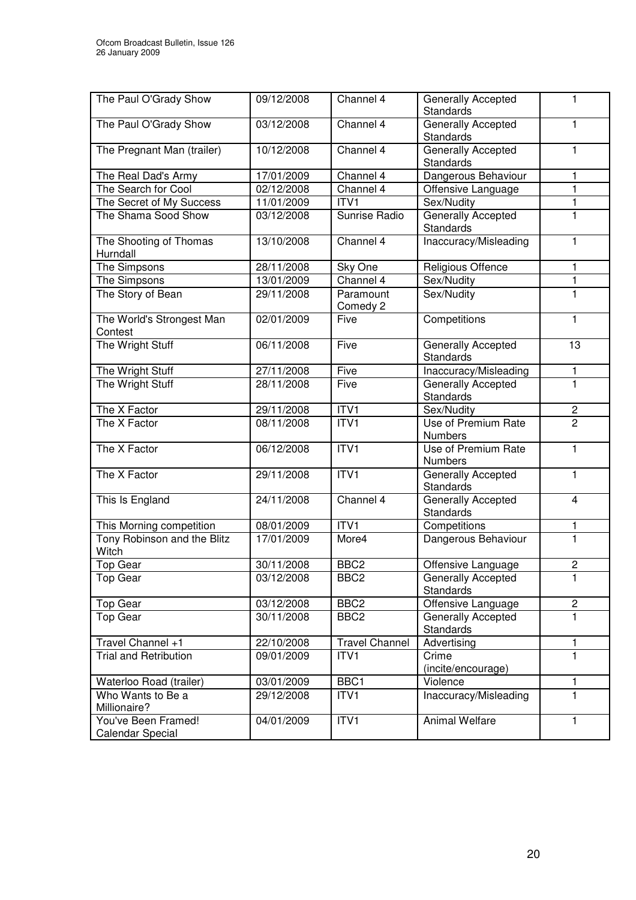| | | | | |
|---|---|---|---|---|
| The Paul O'Grady Show | 09/12/2008 | Channel 4 | Generally Accepted Standards | 1 |
| The Paul O'Grady Show | 03/12/2008 | Channel 4 | Generally Accepted Standards | 1 |
| The Pregnant Man (trailer) | 10/12/2008 | Channel 4 | Generally Accepted Standards | 1 |
| The Real Dad's Army | 17/01/2009 | Channel 4 | Dangerous Behaviour | 1 |
| The Search for Cool | 02/12/2008 | Channel 4 | Offensive Language | 1 |
| The Secret of My Success | 11/01/2009 | ITV1 | Sex/Nudity | 1 |
| The Shama Sood Show | 03/12/2008 | Sunrise Radio | Generally Accepted Standards | 1 |
| The Shooting of Thomas Hurndall | 13/10/2008 | Channel 4 | Inaccuracy/Misleading | 1 |
| The Simpsons | 28/11/2008 | Sky One | Religious Offence | 1 |
| The Simpsons | 13/01/2009 | Channel 4 | Sex/Nudity | 1 |
| The Story of Bean | 29/11/2008 | Paramount Comedy 2 | Sex/Nudity | 1 |
| The World's Strongest Man Contest | 02/01/2009 | Five | Competitions | 1 |
| The Wright Stuff | 06/11/2008 | Five | Generally Accepted Standards | 13 |
| The Wright Stuff | 27/11/2008 | Five | Inaccuracy/Misleading | 1 |
| The Wright Stuff | 28/11/2008 | Five | Generally Accepted Standards | 1 |
| The X Factor | 29/11/2008 | ITV1 | Sex/Nudity | 2 |
| The X Factor | 08/11/2008 | ITV1 | Use of Premium Rate Numbers | 2 |
| The X Factor | 06/12/2008 | ITV1 | Use of Premium Rate Numbers | 1 |
| The X Factor | 29/11/2008 | ITV1 | Generally Accepted Standards | 1 |
| This Is England | 24/11/2008 | Channel 4 | Generally Accepted Standards | 4 |
| This Morning competition | 08/01/2009 | ITV1 | Competitions | 1 |
| Tony Robinson and the Blitz Witch | 17/01/2009 | More4 | Dangerous Behaviour | 1 |
| Top Gear | 30/11/2008 | BBC2 | Offensive Language | 2 |
| Top Gear | 03/12/2008 | BBC2 | Generally Accepted Standards | 1 |
| Top Gear | 03/12/2008 | BBC2 | Offensive Language | 2 |
| Top Gear | 30/11/2008 | BBC2 | Generally Accepted Standards | 1 |
| Travel Channel +1 | 22/10/2008 | Travel Channel | Advertising | 1 |
| Trial and Retribution | 09/01/2009 | ITV1 | Crime (incite/encourage) | 1 |
| Waterloo Road (trailer) | 03/01/2009 | BBC1 | Violence | 1 |
| Who Wants to Be a Millionaire? | 29/12/2008 | ITV1 | Inaccuracy/Misleading | 1 |
| You've Been Framed! Calendar Special | 04/01/2009 | ITV1 | Animal Welfare | 1 |